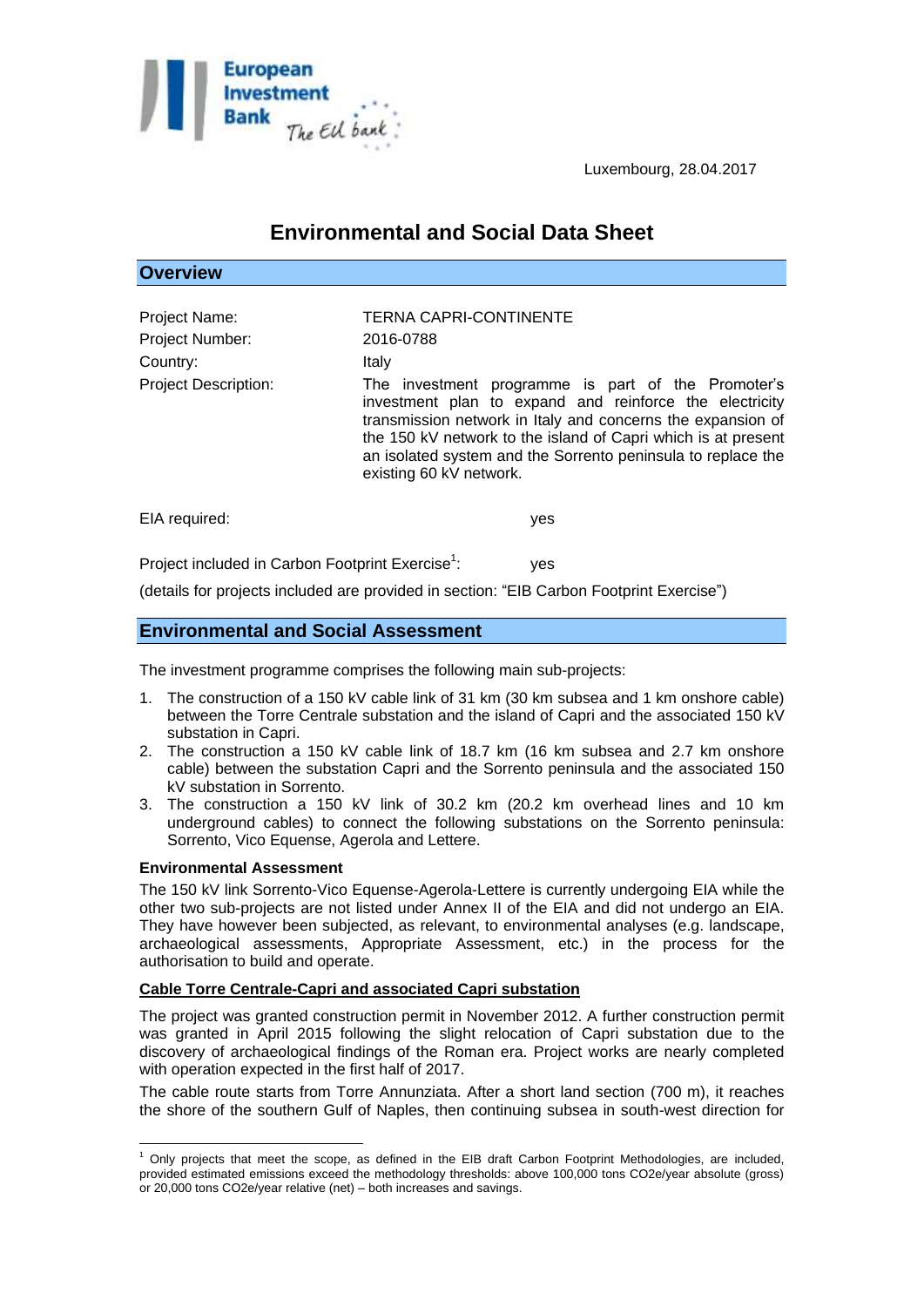Luxembourg, 28.04.2017

# Environmental and Social Data Sheet

## Overview

| | |
|---|---|
| Project Name: | TERNA CAPRI-CONTINENTE |
| Project Number: | 2016-0788 |
| Country: | Italy |
| Project Description: | The investment programme is part of the Promoter's investment plan to expand and reinforce the electricity transmission network in Italy and concerns the expansion of the 150 kV network to the island of Capri which is at present an isolated system and the Sorrento peninsula to replace the existing 60 kV network. |

EIA required: yes

Project included in Carbon Footprint Exercise[1]: yes

(details for projects included are provided in section: "EIB Carbon Footprint Exercise")

## Environmental and Social Assessment

The investment programme comprises the following main sub-projects:

1. The construction of a 150 kV cable link of 31 km (30 km subsea and 1 km onshore cable) between the Torre Centrale substation and the island of Capri and the associated 150 kV substation in Capri.
2. The construction a 150 kV cable link of 18.7 km (16 km subsea and 2.7 km onshore cable) between the substation Capri and the Sorrento peninsula and the associated 150 kV substation in Sorrento.
3. The construction a 150 kV link of 30.2 km (20.2 km overhead lines and 10 km underground cables) to connect the following substations on the Sorrento peninsula: Sorrento, Vico Equense, Agerola and Lettere.

### Environmental Assessment

The 150 kV link Sorrento-Vico Equense-Agerola-Lettere is currently undergoing EIA while the other two sub-projects are not listed under Annex II of the EIA and did not undergo an EIA. They have however been subjected, as relevant, to environmental analyses (e.g. landscape, archaeological assessments, Appropriate Assessment, etc.) in the process for the authorisation to build and operate.

#### Cable Torre Centrale-Capri and associated Capri substation

The project was granted construction permit in November 2012. A further construction permit was granted in April 2015 following the slight relocation of Capri substation due to the discovery of archaeological findings of the Roman era. Project works are nearly completed with operation expected in the first half of 2017.

The cable route starts from Torre Annunziata. After a short land section (700 m), it reaches the shore of the southern Gulf of Naples, then continuing subsea in south-west direction for

---

[1] Only projects that meet the scope, as defined in the EIB draft Carbon Footprint Methodologies, are included, provided estimated emissions exceed the methodology thresholds: above 100,000 tons CO2e/year absolute (gross) or 20,000 tons CO2e/year relative (net) – both increases and savings.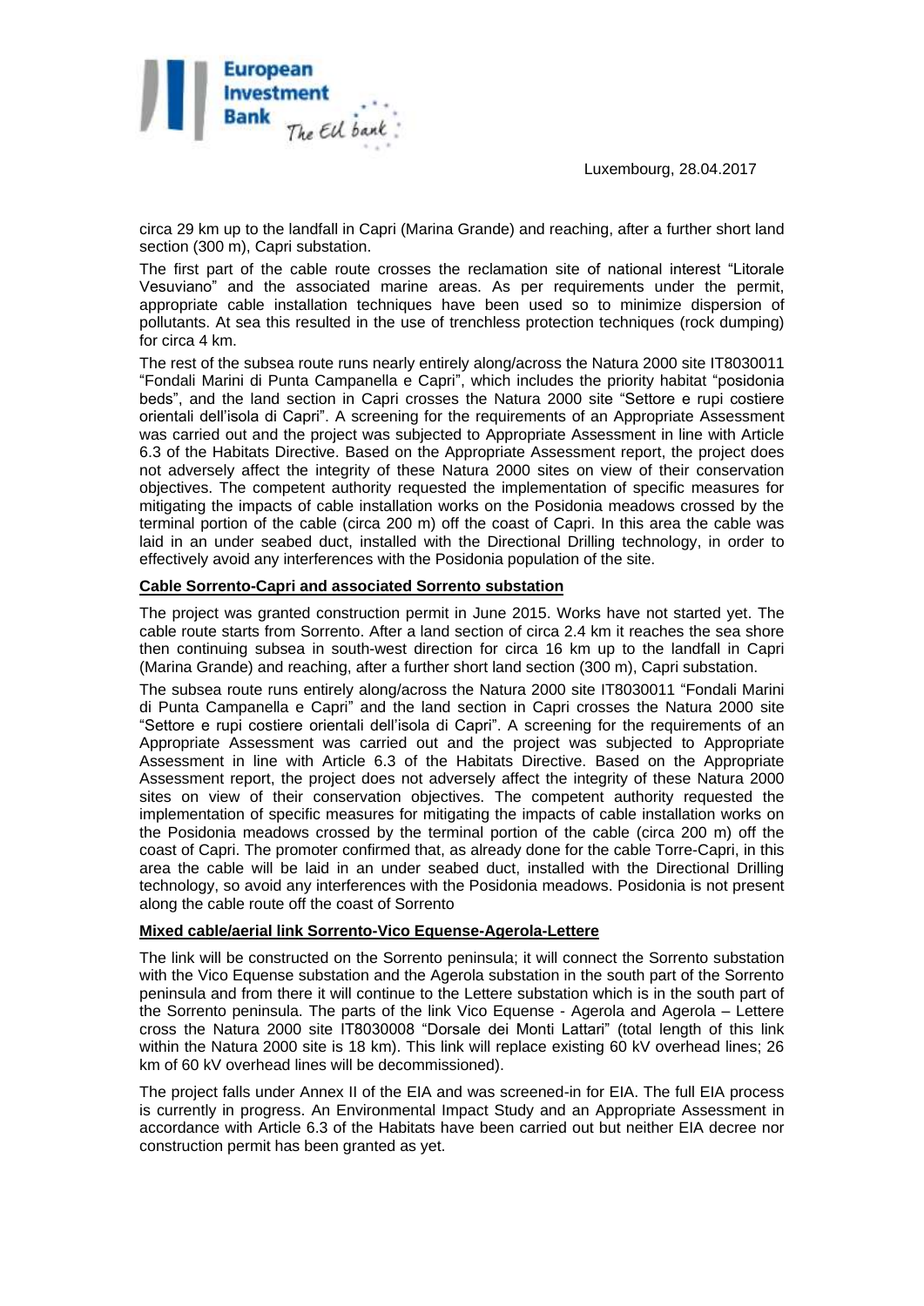circa 29 km up to the landfall in Capri (Marina Grande) and reaching, after a further short land section (300 m), Capri substation.

The first part of the cable route crosses the reclamation site of national interest "Litorale Vesuviano" and the associated marine areas. As per requirements under the permit, appropriate cable installation techniques have been used so to minimize dispersion of pollutants. At sea this resulted in the use of trenchless protection techniques (rock dumping) for circa 4 km.

The rest of the subsea route runs nearly entirely along/across the Natura 2000 site IT8030011 "Fondali Marini di Punta Campanella e Capri", which includes the priority habitat "posidonia beds", and the land section in Capri crosses the Natura 2000 site "Settore e rupi costiere orientali dell'isola di Capri". A screening for the requirements of an Appropriate Assessment was carried out and the project was subjected to Appropriate Assessment in line with Article 6.3 of the Habitats Directive. Based on the Appropriate Assessment report, the project does not adversely affect the integrity of these Natura 2000 sites on view of their conservation objectives. The competent authority requested the implementation of specific measures for mitigating the impacts of cable installation works on the Posidonia meadows crossed by the terminal portion of the cable (circa 200 m) off the coast of Capri. In this area the cable was laid in an under seabed duct, installed with the Directional Drilling technology, in order to effectively avoid any interferences with the Posidonia population of the site.

**Cable Sorrento-Capri and associated Sorrento substation**

The project was granted construction permit in June 2015. Works have not started yet. The cable route starts from Sorrento. After a land section of circa 2.4 km it reaches the sea shore then continuing subsea in south-west direction for circa 16 km up to the landfall in Capri (Marina Grande) and reaching, after a further short land section (300 m), Capri substation.

The subsea route runs entirely along/across the Natura 2000 site IT8030011 "Fondali Marini di Punta Campanella e Capri" and the land section in Capri crosses the Natura 2000 site "Settore e rupi costiere orientali dell'isola di Capri". A screening for the requirements of an Appropriate Assessment was carried out and the project was subjected to Appropriate Assessment in line with Article 6.3 of the Habitats Directive. Based on the Appropriate Assessment report, the project does not adversely affect the integrity of these Natura 2000 sites on view of their conservation objectives. The competent authority requested the implementation of specific measures for mitigating the impacts of cable installation works on the Posidonia meadows crossed by the terminal portion of the cable (circa 200 m) off the coast of Capri. The promoter confirmed that, as already done for the cable Torre-Capri, in this area the cable will be laid in an under seabed duct, installed with the Directional Drilling technology, so avoid any interferences with the Posidonia meadows. Posidonia is not present along the cable route off the coast of Sorrento

**Mixed cable/aerial link Sorrento-Vico Equense-Agerola-Lettere**

The link will be constructed on the Sorrento peninsula; it will connect the Sorrento substation with the Vico Equense substation and the Agerola substation in the south part of the Sorrento peninsula and from there it will continue to the Lettere substation which is in the south part of the Sorrento peninsula. The parts of the link Vico Equense - Agerola and Agerola – Lettere cross the Natura 2000 site IT8030008 "Dorsale dei Monti Lattari" (total length of this link within the Natura 2000 site is 18 km). This link will replace existing 60 kV overhead lines; 26 km of 60 kV overhead lines will be decommissioned).

The project falls under Annex II of the EIA and was screened-in for EIA. The full EIA process is currently in progress. An Environmental Impact Study and an Appropriate Assessment in accordance with Article 6.3 of the Habitats have been carried out but neither EIA decree nor construction permit has been granted as yet.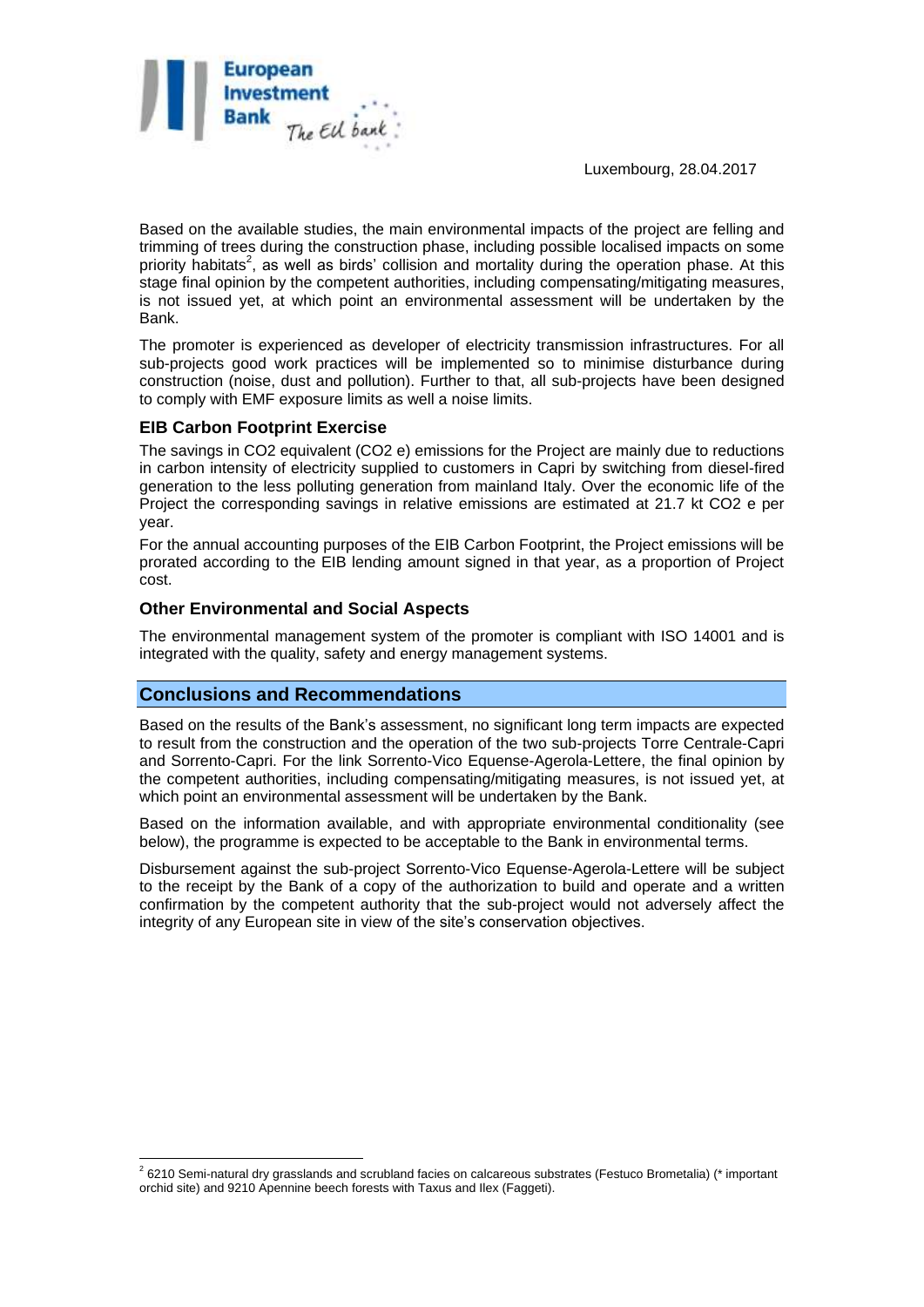Luxembourg, 28.04.2017

Based on the available studies, the main environmental impacts of the project are felling and trimming of trees during the construction phase, including possible localised impacts on some priority habitats[2], as well as birds' collision and mortality during the operation phase. At this stage final opinion by the competent authorities, including compensating/mitigating measures, is not issued yet, at which point an environmental assessment will be undertaken by the Bank.

The promoter is experienced as developer of electricity transmission infrastructures. For all sub-projects good work practices will be implemented so to minimise disturbance during construction (noise, dust and pollution). Further to that, all sub-projects have been designed to comply with EMF exposure limits as well a noise limits.

### EIB Carbon Footprint Exercise

The savings in CO2 equivalent (CO2 e) emissions for the Project are mainly due to reductions in carbon intensity of electricity supplied to customers in Capri by switching from diesel-fired generation to the less polluting generation from mainland Italy. Over the economic life of the Project the corresponding savings in relative emissions are estimated at 21.7 kt CO2 e per year.

For the annual accounting purposes of the EIB Carbon Footprint, the Project emissions will be prorated according to the EIB lending amount signed in that year, as a proportion of Project cost.

### Other Environmental and Social Aspects

The environmental management system of the promoter is compliant with ISO 14001 and is integrated with the quality, safety and energy management systems.

## Conclusions and Recommendations

Based on the results of the Bank's assessment, no significant long term impacts are expected to result from the construction and the operation of the two sub-projects Torre Centrale-Capri and Sorrento-Capri. For the link Sorrento-Vico Equense-Agerola-Lettere, the final opinion by the competent authorities, including compensating/mitigating measures, is not issued yet, at which point an environmental assessment will be undertaken by the Bank.

Based on the information available, and with appropriate environmental conditionality (see below), the programme is expected to be acceptable to the Bank in environmental terms.

Disbursement against the sub-project Sorrento-Vico Equense-Agerola-Lettere will be subject to the receipt by the Bank of a copy of the authorization to build and operate and a written confirmation by the competent authority that the sub-project would not adversely affect the integrity of any European site in view of the site's conservation objectives.

[2] 6210 Semi-natural dry grasslands and scrubland facies on calcareous substrates (Festuco Brometalia) (* important orchid site) and 9210 Apennine beech forests with Taxus and Ilex (Faggeti).